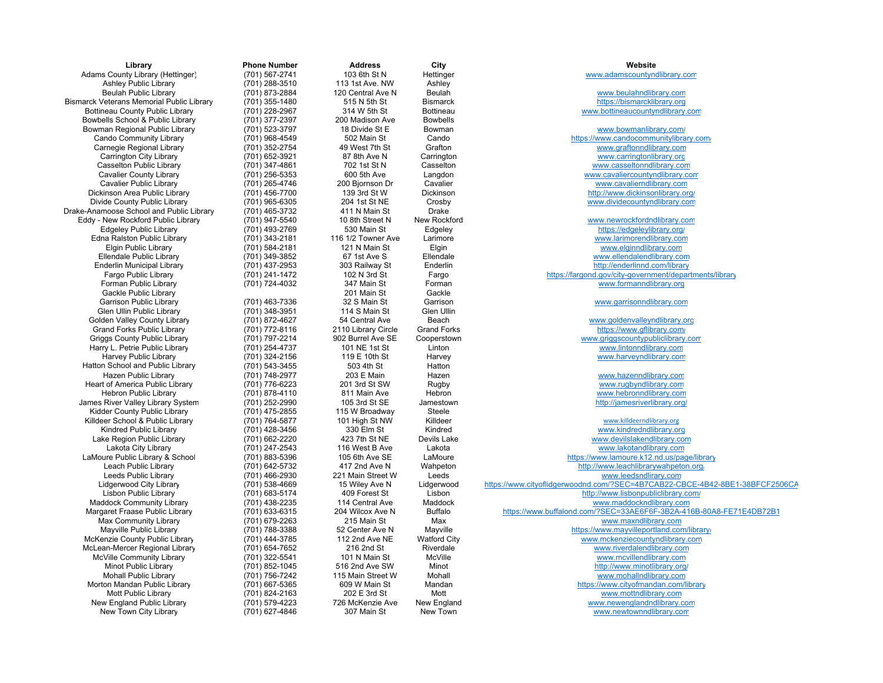| Library | Phone Number | Address | City | Website |
|---|---|---|---|---|
| Adams County Library (Hettinger) | (701) 567-2741 | 103 6th St N | Hettinger | www.adamscountyndlibrary.com |
| Ashley Public Library | (701) 288-3510 | 113 1st Ave. NW | Ashley | |
| Beulah Public Library | (701) 873-2884 | 120 Central Ave N | Beulah | www.beulahndlibrary.com |
| Bismarck Veterans Memorial Public Library | (701) 355-1480 | 515 N 5th St | Bismarck | https://bismarcklibrary.org |
| Bottineau County Public Library | (701) 228-2967 | 314 W 5th St | Bottineau | www.bottineaucountyndlibrary.com |
| Bowbells School & Public Library | (701) 377-2397 | 200 Madison Ave | Bowbells | |
| Bowman Regional Public Library | (701) 523-3797 | 18 Divide St E | Bowman | www.bowmanlibrary.com/ |
| Cando Community Library | (701) 968-4549 | 502 Main St | Cando | https://www.candocommunitylibrary.com/ |
| Carnegie Regional Library | (701) 352-2754 | 49 West 7th St | Grafton | www.graftonndlibrary.com |
| Carrington City Library | (701) 652-3921 | 87 8th Ave N | Carrington | www.carringtonlibrary.org |
| Casselton Public Library | (701) 347-4861 | 702 1st St N | Casselton | www.casseltonndlibrary.com |
| Cavalier County Library | (701) 256-5353 | 600 5th Ave | Langdon | www.cavaliercountyndlibrary.com |
| Cavalier Public Library | (701) 265-4746 | 200 Bjornson Dr | Cavalier | www.cavalierndlibrary.com |
| Dickinson Area Public Library | (701) 456-7700 | 139 3rd St W | Dickinson | http://www.dickinsonlibrary.org/ |
| Divide County Public Library | (701) 965-6305 | 204 1st St NE | Crosby | www.dividecountyndlibrary.com |
| Drake-Anamoose School and Public Library | (701) 465-3732 | 411 N Main St | Drake | |
| Eddy - New Rockford Public Library | (701) 947-5540 | 10 8th Street N | New Rockford | www.newrockfordndlibrary.com |
| Edgeley Public Library | (701) 493-2769 | 530 Main St | Edgeley | https://edgeleylibrary.org/ |
| Edna Ralston Public Library | (701) 343-2181 | 116 1/2 Towner Ave | Larimore | www.larimorendlibrary.com |
| Elgin Public Library | (701) 584-2181 | 121 N Main St | Elgin | www.elginndlibrary.com |
| Ellendale Public Library | (701) 349-3852 | 67 1st Ave S | Ellendale | www.ellendalendlibrary.com |
| Enderlin Municipal Library | (701) 437-2953 | 303 Railway St | Enderlin | http://enderlinnd.com/library |
| Fargo Public Library | (701) 241-1472 | 102 N 3rd St | Fargo | https://fargond.gov/city-government/departments/library |
| Forman Public Library | (701) 724-4032 | 347 Main St | Forman | www.formanndlibrary.org |
| Gackle Public Library | | 201 Main St | Gackle | |
| Garrison Public Library | (701) 463-7336 | 32 S Main St | Garrison | www.garrisonndlibrary.com |
| Glen Ullin Public Library | (701) 348-3951 | 114 S Main St | Glen Ullin | |
| Golden Valley County Library | (701) 872-4627 | 54 Central Ave | Beach | www.goldenvalleyndlibrary.org |
| Grand Forks Public Library | (701) 772-8116 | 2110 Library Circle | Grand Forks | https://www.gflibrary.com/ |
| Griggs County Public Library | (701) 797-2214 | 902 Burrel Ave SE | Cooperstown | www.griggscountypubliclibrary.com |
| Harry L. Petrie Public Library | (701) 254-4737 | 101 NE 1st St | Linton | www.lintonndlibrary.com |
| Harvey Public Library | (701) 324-2156 | 119 E 10th St | Harvey | www.harveyndlibrary.com |
| Hatton School and Public Library | (701) 543-3455 | 503 4th St | Hatton | |
| Hazen Public Library | (701) 748-2977 | 203 E Main | Hazen | www.hazenndlibrary.com |
| Heart of America Public Library | (701) 776-6223 | 201 3rd St SW | Rugby | www.rugbyndlibrary.com |
| Hebron Public Library | (701) 878-4110 | 811 Main Ave | Hebron | www.hebronndlibrary.com |
| James River Valley Library System | (701) 252-2990 | 105 3rd St SE | Jamestown | http://jamesriverlibrary.org/ |
| Kidder County Public Library | (701) 475-2855 | 115 W Broadway | Steele | |
| Killdeer School & Public Library | (701) 764-5877 | 101 High St NW | Killdeer | www.killdeerndlibrary.org |
| Kindred Public Library | (701) 428-3456 | 330 Elm St | Kindred | www.kindredndlibrary.org |
| Lake Region Public Library | (701) 662-2220 | 423 7th St NE | Devils Lake | www.devilslakendlibrary.com |
| Lakota City Library | (701) 247-2543 | 116 West B Ave | Lakota | www.lakotandlibrary.com |
| LaMoure Public Library & School | (701) 883-5396 | 105 6th Ave SE | LaMoure | https://www.lamoure.k12.nd.us/page/library |
| Leach Public Library | (701) 642-5732 | 417 2nd Ave N | Wahpeton | http://www.leachlibrarywahpeton.org/ |
| Leeds Public Library | (701) 466-2930 | 221 Main Street W | Leeds | www.leedsndlibrary.com |
| Lidgerwood City Library | (701) 538-4669 | 15 Wiley Ave N | Lidgerwood | https://www.cityoflidgerwoodnd.com/?SEC=4B7CAB22-CBCE-4B42-8BE1-38BFCF2506CA |
| Lisbon Public Library | (701) 683-5174 | 409 Forest St | Lisbon | http://www.lisbonpubliclibrary.com/ |
| Maddock Community Library | (701) 438-2235 | 114 Central Ave | Maddock | www.maddockndlibrary.com |
| Margaret Fraase Public Library | (701) 633-6315 | 204 Wilcox Ave N | Buffalo | https://www.buffalond.com/?SEC=33AE6F6F-3B2A-416B-80A8-FE71E4DB72B1 |
| Max Community Library | (701) 679-2263 | 215 Main St | Max | www.maxndlibrary.com |
| Mayville Public Library | (701) 788-3388 | 52 Center Ave N | Mayville | https://www.mayvilleportland.com/library/ |
| McKenzie County Public Library | (701) 444-3785 | 112 2nd Ave NE | Watford City | www.mckenziecountyndlibrary.com |
| McLean-Mercer Regional Library | (701) 654-7652 | 216 2nd St | Riverdale | www.riverdalendlibrary.com |
| McVille Community Library | (701) 322-5541 | 101 N Main St | McVille | www.mcvillendlibrary.com |
| Minot Public Library | (701) 852-1045 | 516 2nd Ave SW | Minot | http://www.minotlibrary.org/ |
| Mohall Public Library | (701) 756-7242 | 115 Main Street W | Mohall | www.mohallndlibrary.com |
| Morton Mandan Public Library | (701) 667-5365 | 609 W Main St | Mandan | https://www.cityofmandan.com/library |
| Mott Public Library | (701) 824-2163 | 202 E 3rd St | Mott | www.mottndlibrary.com |
| New England Public Library | (701) 579-4223 | 726 McKenzie Ave | New England | www.newenglandndlibrary.com |
| New Town City Library | (701) 627-4846 | 307 Main St | New Town | www.newtownndlibrary.com |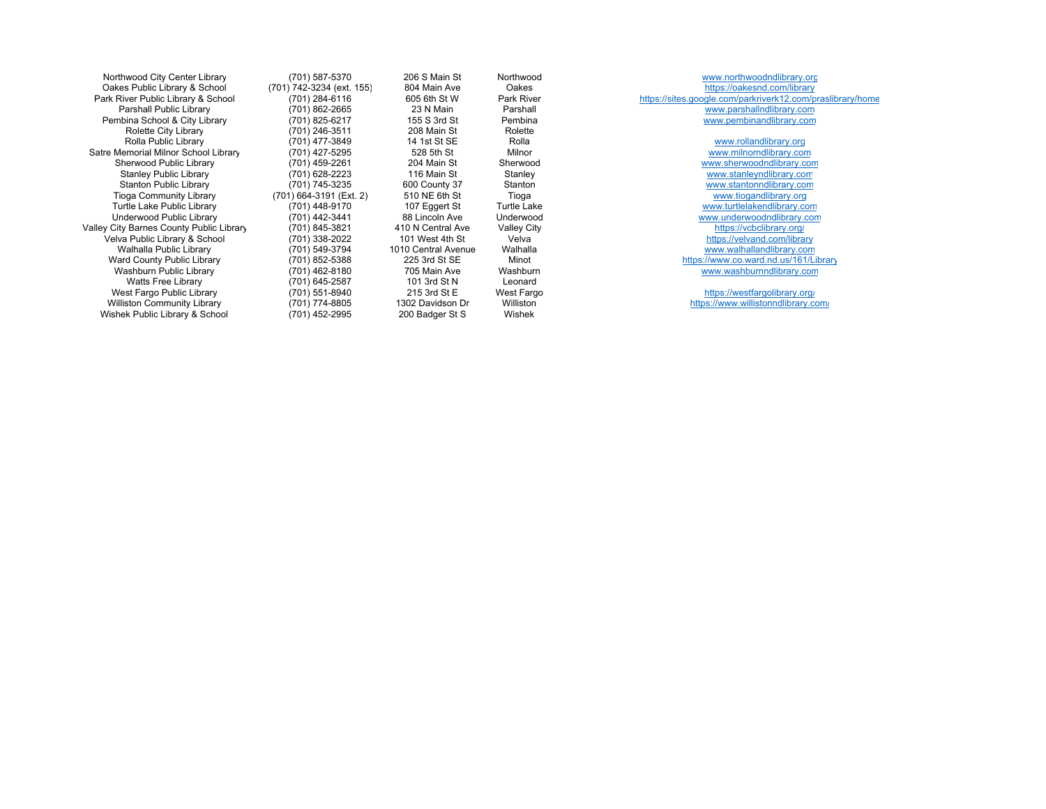| | | | | |
|---|---|---|---|---|
| Northwood City Center Library | (701) 587-5370 | 206 S Main St | Northwood | www.northwoodndlibrary.org |
| Oakes Public Library & School | (701) 742-3234 (ext. 155) | 804 Main Ave | Oakes | https://oakesnd.com/library |
| Park River Public Library & School | (701) 284-6116 | 605 6th St W | Park River | https://sites.google.com/parkriverk12.com/praslibrary/home |
| Parshall Public Library | (701) 862-2665 | 23 N Main | Parshall | www.parshallndlibrary.com |
| Pembina School & City Library | (701) 825-6217 | 155 S 3rd St | Pembina | www.pembinandlibrary.com |
| Rolette City Library | (701) 246-3511 | 208 Main St | Rolette | |
| Rolla Public Library | (701) 477-3849 | 14 1st St SE | Rolla | www.rollandlibrary.org |
| Satre Memorial Milnor School Library | (701) 427-5295 | 528 5th St | Milnor | www.milnorndlibrary.com |
| Sherwood Public Library | (701) 459-2261 | 204 Main St | Sherwood | www.sherwoodndlibrary.com |
| Stanley Public Library | (701) 628-2223 | 116 Main St | Stanley | www.stanleyndlibrary.com |
| Stanton Public Library | (701) 745-3235 | 600 County 37 | Stanton | www.stantonndlibrary.com |
| Tioga Community Library | (701) 664-3191 (Ext. 2) | 510 NE 6th St | Tioga | www.tiogandlibrary.org |
| Turtle Lake Public Library | (701) 448-9170 | 107 Eggert St | Turtle Lake | www.turtlelakendlibrary.com |
| Underwood Public Library | (701) 442-3441 | 88 Lincoln Ave | Underwood | www.underwoodndlibrary.com |
| Valley City Barnes County Public Library | (701) 845-3821 | 410 N Central Ave | Valley City | https://vcbclibrary.org/ |
| Velva Public Library & School | (701) 338-2022 | 101 West 4th St | Velva | https://velvand.com/library |
| Walhalla Public Library | (701) 549-3794 | 1010 Central Avenue | Walhalla | www.walhallandlibrary.com |
| Ward County Public Library | (701) 852-5388 | 225 3rd St SE | Minot | https://www.co.ward.nd.us/161/Library |
| Washburn Public Library | (701) 462-8180 | 705 Main Ave | Washburn | www.washburnndlibrary.com |
| Watts Free Library | (701) 645-2587 | 101 3rd St N | Leonard | |
| West Fargo Public Library | (701) 551-8940 | 215 3rd St E | West Fargo | https://westfargolibrary.org/ |
| Williston Community Library | (701) 774-8805 | 1302 Davidson Dr | Williston | https://www.willistonndlibrary.com/ |
| Wishek Public Library & School | (701) 452-2995 | 200 Badger St S | Wishek | |